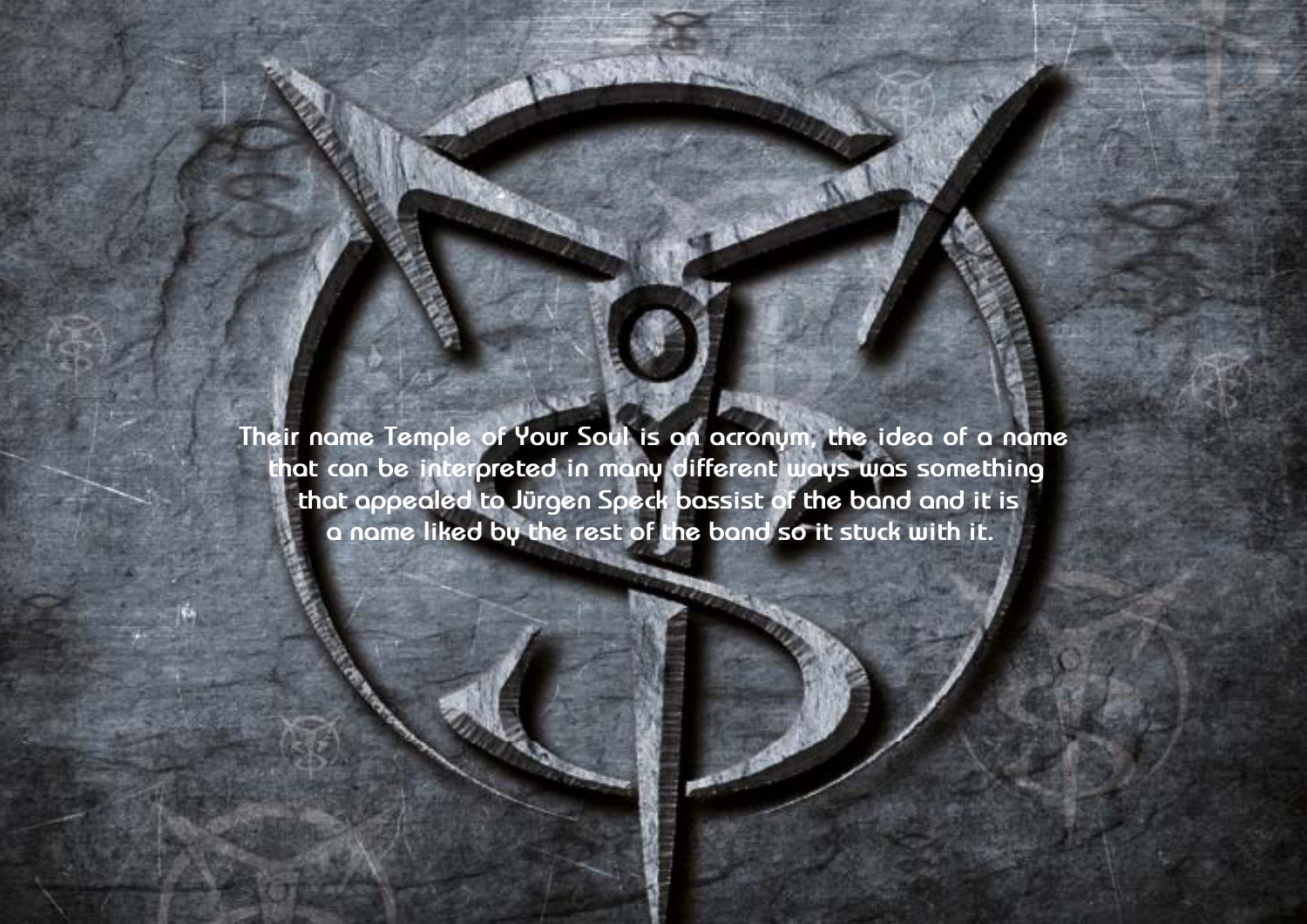Their name Temple of Your Soul is an acronym, the idea of a name that can be interpreted in many different ways was something that appealed to Jürgen Speck bassist of the band and it is a name liked by the rest of the band so it stuck with it.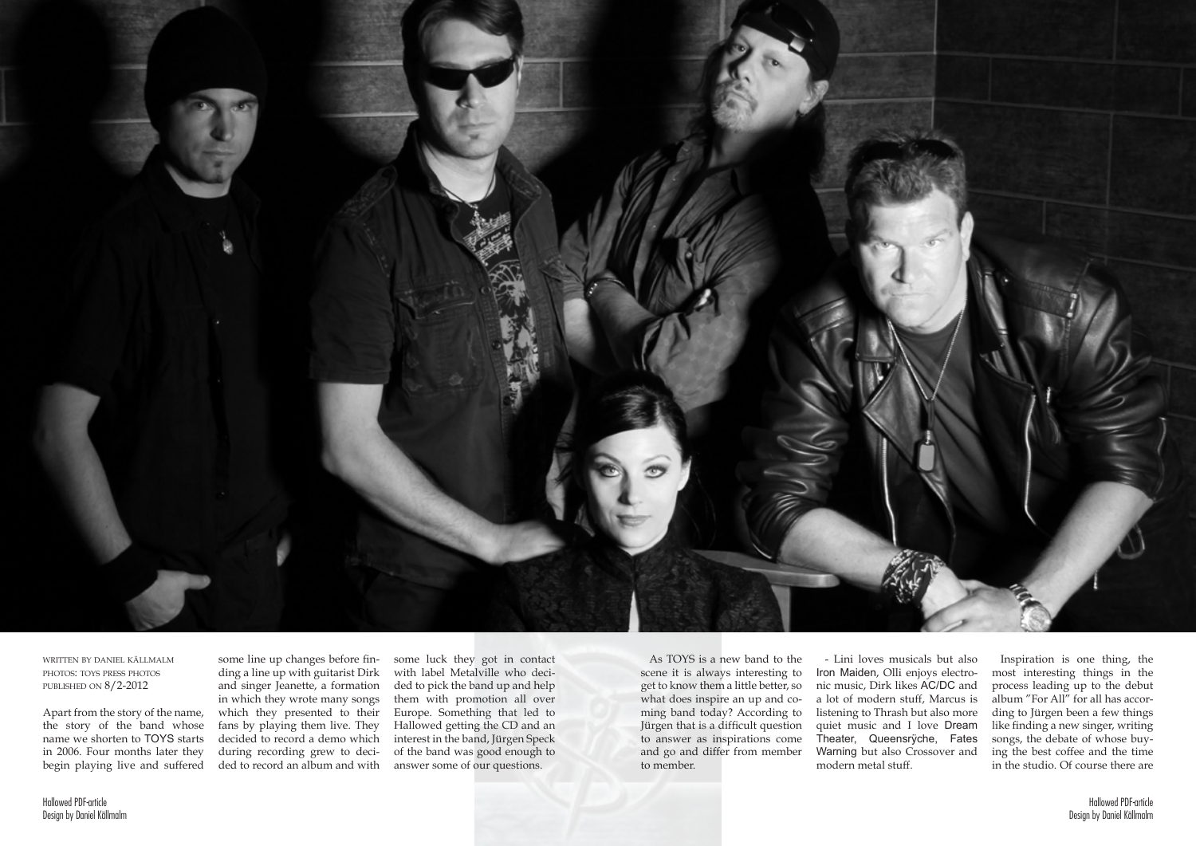WRITTEN BY DANIEL KÄLLMALM
PHOTOS: TOYS PRESS PHOTOS
PUBLISHED ON 8/2-2012

Apart from the story of the name, the story of the band whose name we shorten to TOYS starts in 2006. Four months later they begin playing live and suffered some line up changes before finding a line up with guitarist Dirk and singer Jeanette, a formation in which they wrote many songs which they presented to their fans by playing them live. They decided to record a demo which during recording grew to decided to record an album and with some luck they got in contact with label Metalville who decided to pick the band up and help them with promotion all over Europe. Something that led to Hallowed getting the CD and an interest in the band, Jürgen Speck of the band was good enough to answer some of our questions.

As TOYS is a new band to the scene it is always interesting to get to know them a little better, so what does inspire an up and coming band today? According to Jürgen that is a difficult question to answer as inspirations come and go and differ from member to member.

- Lini loves musicals but also Iron Maiden, Olli enjoys electronic music, Dirk likes AC/DC and a lot of modern stuff, Marcus is listening to Thrash but also more quiet music and I love Dream Theater, Queensrÿche, Fates Warning but also Crossover and modern metal stuff.

Inspiration is one thing, the most interesting things in the process leading up to the debut album "For All" for all has according to Jürgen been a few things like finding a new singer, writing songs, the debate of whose buying the best coffee and the time in the studio. Of course there are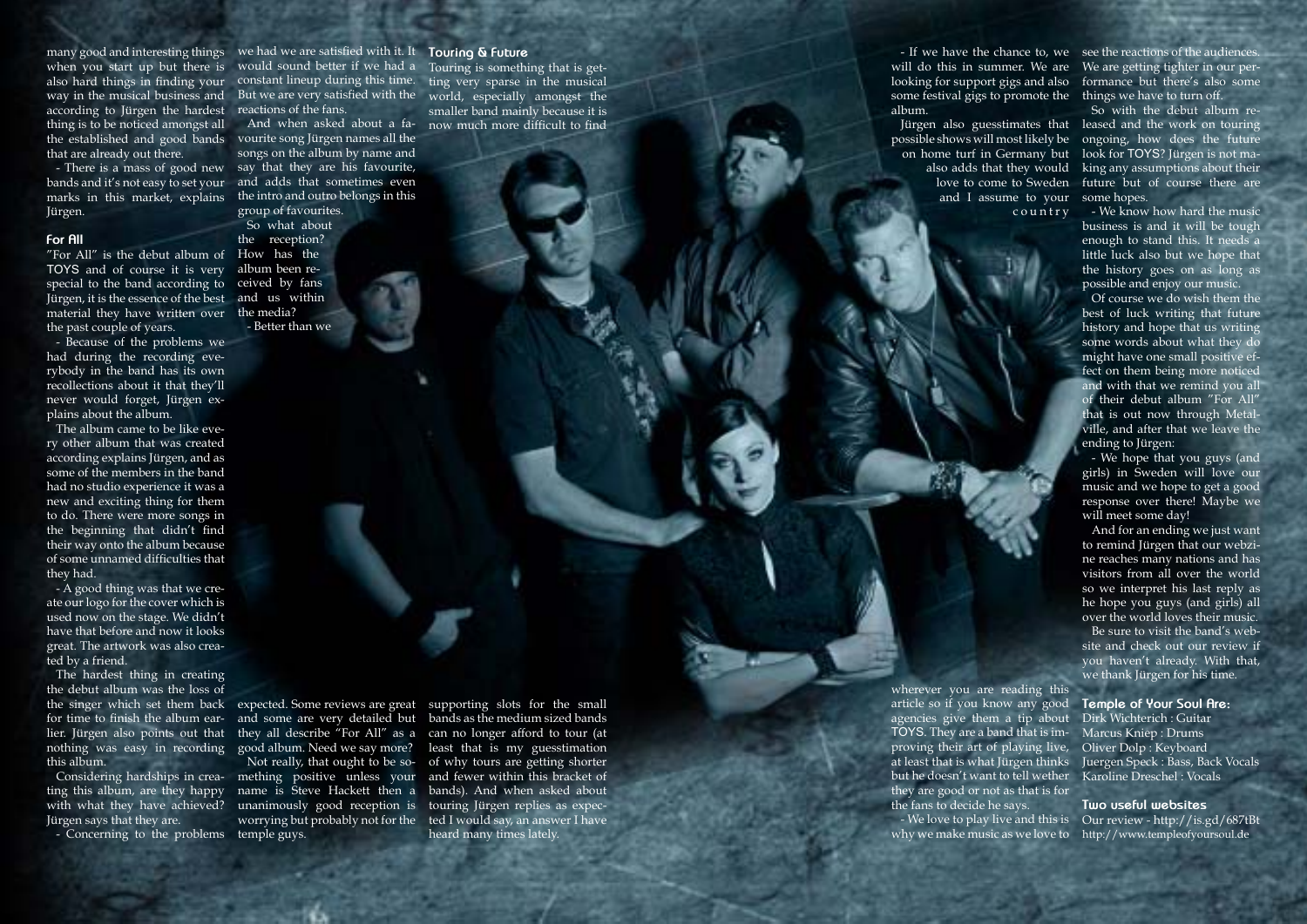many good and interesting things when you start up but there is also hard things in finding your way in the musical business and according to Jürgen the hardest thing is to be noticed amongst all the established and good bands that are already out there.

- There is a mass of good new bands and it's not easy to set your marks in this market, explains Jürgen.

### For All

"For All" is the debut album of TOYS and of course it is very special to the band according to Jürgen, it is the essence of the best material they have written over the past couple of years.

- Because of the problems we had during the recording everybody in the band has its own recollections about it that they'll never would forget, Jürgen explains about the album.

The album came to be like every other album that was created according explains Jürgen, and as some of the members in the band had no studio experience it was a new and exciting thing for them to do. There were more songs in the beginning that didn't find their way onto the album because of some unnamed difficulties that they had.

- A good thing was that we create our logo for the cover which is used now on the stage. We didn't have that before and now it looks great. The artwork was also created by a friend.

The hardest thing in creating the debut album was the loss of the singer which set them back for time to finish the album earlier. Jürgen also points out that nothing was easy in recording this album.

Considering hardships in creating this album, are they happy with what they have achieved? Jürgen says that they are.

- Concerning to the problems we had we are satisfied with it. It would sound better if we had a constant lineup during this time. But we are very satisfied with the reactions of the fans.

And when asked about a favourite song Jürgen names all the songs on the album by name and say that they are his favourite, and adds that sometimes even the intro and outro belongs in this group of favourites.

So what about the reception? How has the album been received by fans and us within the media?

- Better than we expected. Some reviews are great and some are very detailed but they all describe "For All" as a good album. Need we say more?

Not really, that ought to be something positive unless your name is Steve Hackett then a unanimously good reception is worrying but probably not for the temple guys.

### Touring & Future

Touring is something that is getting very sparse in the musical world, especially amongst the smaller band mainly because it is now much more difficult to find supporting slots for the small bands as the medium sized bands can no longer afford to tour (at least that is my guesstimation of why tours are getting shorter and fewer within this bracket of bands). And when asked about touring Jürgen replies as expected I would say, an answer I have heard many times lately.

- If we have the chance to, we will do this in summer. We are looking for support gigs and also some festival gigs to promote the album.

Jürgen also guesstimates that possible shows will most likely be on home turf in Germany but also adds that they would love to come to Sweden and I assume to your country wherever you are reading this article so if you know any good agencies give them a tip about TOYS. They are a band that is improving their art of playing live, at least that is what Jürgen thinks but he doesn't want to tell wether they are good or not as that is for the fans to decide he says.

- We love to play live and this is why we make music as we love to see the reactions of the audiences. We are getting tighter in our performance but there's also some things we have to turn off.

So with the debut album released and the work on touring ongoing, how does the future look for TOYS? Jürgen is not making any assumptions about their future but of course there are some hopes.

- We know how hard the music business is and it will be tough enough to stand this. It needs a little luck also but we hope that the history goes on as long as possible and enjoy our music.

Of course we do wish them the best of luck writing that future history and hope that us writing some words about what they do might have one small positive effect on them being more noticed and with that we remind you all of their debut album "For All" that is out now through Metalville, and after that we leave the ending to Jürgen:

- We hope that you guys (and girls) in Sweden will love our music and we hope to get a good response over there! Maybe we will meet some day!

And for an ending we just want to remind Jürgen that our webzine reaches many nations and has visitors from all over the world so we interpret his last reply as he hope you guys (and girls) all over the world loves their music.

Be sure to visit the band's website and check out our review if you haven't already. With that, we thank Jürgen for his time.

### Temple of Your Soul Are:

Dirk Wichterich : Guitar
Marcus Kniep : Drums
Oliver Dolp : Keyboard
Juergen Speck : Bass, Back Vocals
Karoline Dreschel : Vocals

### Two useful websites

Our review - http://is.gd/687tBt
http://www.templeofyoursoul.de